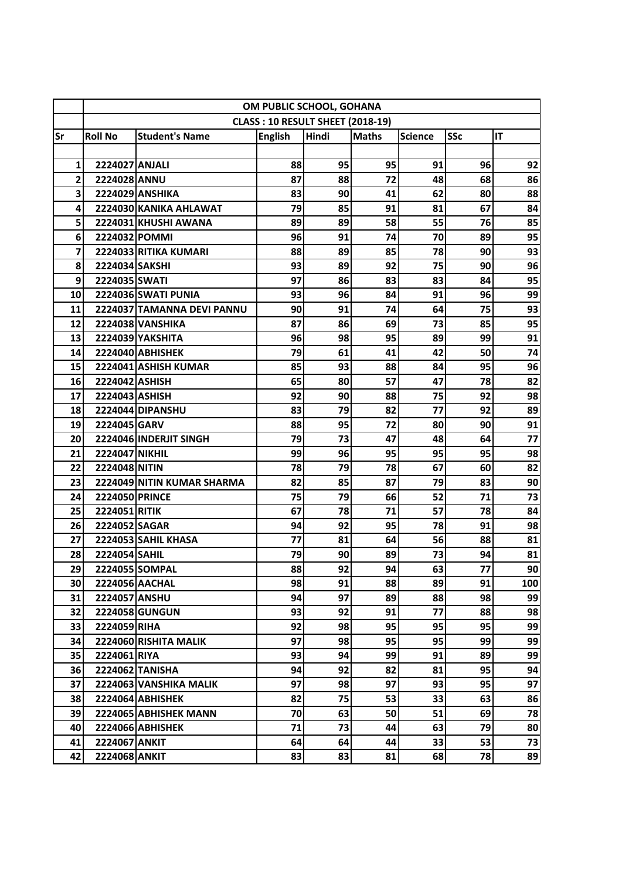| | OM PUBLIC SCHOOL, GOHANA | | | | | | | |
|---|---|---|---|---|---|---|---|---|
| | CLASS : 10 RESULT SHEET (2018-19) | | | | | | | |
| **Sr** | **Roll No** | **Student's Name** | **English** | **Hindi** | **Maths** | **Science** | **SSc** | **IT** |
| | | | | | | | | |
| 1 | 2224027 | ANJALI | 88 | 95 | 95 | 91 | 96 | 92 |
| 2 | 2224028 | ANNU | 87 | 88 | 72 | 48 | 68 | 86 |
| 3 | 2224029 | ANSHIKA | 83 | 90 | 41 | 62 | 80 | 88 |
| 4 | 2224030 | KANIKA AHLAWAT | 79 | 85 | 91 | 81 | 67 | 84 |
| 5 | 2224031 | KHUSHI AWANA | 89 | 89 | 58 | 55 | 76 | 85 |
| 6 | 2224032 | POMMI | 96 | 91 | 74 | 70 | 89 | 95 |
| 7 | 2224033 | RITIKA KUMARI | 88 | 89 | 85 | 78 | 90 | 93 |
| 8 | 2224034 | SAKSHI | 93 | 89 | 92 | 75 | 90 | 96 |
| 9 | 2224035 | SWATI | 97 | 86 | 83 | 83 | 84 | 95 |
| 10 | 2224036 | SWATI PUNIA | 93 | 96 | 84 | 91 | 96 | 99 |
| 11 | 2224037 | TAMANNA DEVI PANNU | 90 | 91 | 74 | 64 | 75 | 93 |
| 12 | 2224038 | VANSHIKA | 87 | 86 | 69 | 73 | 85 | 95 |
| 13 | 2224039 | YAKSHITA | 96 | 98 | 95 | 89 | 99 | 91 |
| 14 | 2224040 | ABHISHEK | 79 | 61 | 41 | 42 | 50 | 74 |
| 15 | 2224041 | ASHISH KUMAR | 85 | 93 | 88 | 84 | 95 | 96 |
| 16 | 2224042 | ASHISH | 65 | 80 | 57 | 47 | 78 | 82 |
| 17 | 2224043 | ASHISH | 92 | 90 | 88 | 75 | 92 | 98 |
| 18 | 2224044 | DIPANSHU | 83 | 79 | 82 | 77 | 92 | 89 |
| 19 | 2224045 | GARV | 88 | 95 | 72 | 80 | 90 | 91 |
| 20 | 2224046 | INDERJIT SINGH | 79 | 73 | 47 | 48 | 64 | 77 |
| 21 | 2224047 | NIKHIL | 99 | 96 | 95 | 95 | 95 | 98 |
| 22 | 2224048 | NITIN | 78 | 79 | 78 | 67 | 60 | 82 |
| 23 | 2224049 | NITIN KUMAR SHARMA | 82 | 85 | 87 | 79 | 83 | 90 |
| 24 | 2224050 | PRINCE | 75 | 79 | 66 | 52 | 71 | 73 |
| 25 | 2224051 | RITIK | 67 | 78 | 71 | 57 | 78 | 84 |
| 26 | 2224052 | SAGAR | 94 | 92 | 95 | 78 | 91 | 98 |
| 27 | 2224053 | SAHIL KHASA | 77 | 81 | 64 | 56 | 88 | 81 |
| 28 | 2224054 | SAHIL | 79 | 90 | 89 | 73 | 94 | 81 |
| 29 | 2224055 | SOMPAL | 88 | 92 | 94 | 63 | 77 | 90 |
| 30 | 2224056 | AACHAL | 98 | 91 | 88 | 89 | 91 | 100 |
| 31 | 2224057 | ANSHU | 94 | 97 | 89 | 88 | 98 | 99 |
| 32 | 2224058 | GUNGUN | 93 | 92 | 91 | 77 | 88 | 98 |
| 33 | 2224059 | RIHA | 92 | 98 | 95 | 95 | 95 | 99 |
| 34 | 2224060 | RISHITA MALIK | 97 | 98 | 95 | 95 | 99 | 99 |
| 35 | 2224061 | RIYA | 93 | 94 | 99 | 91 | 89 | 99 |
| 36 | 2224062 | TANISHA | 94 | 92 | 82 | 81 | 95 | 94 |
| 37 | 2224063 | VANSHIKA MALIK | 97 | 98 | 97 | 93 | 95 | 97 |
| 38 | 2224064 | ABHISHEK | 82 | 75 | 53 | 33 | 63 | 86 |
| 39 | 2224065 | ABHISHEK MANN | 70 | 63 | 50 | 51 | 69 | 78 |
| 40 | 2224066 | ABHISHEK | 71 | 73 | 44 | 63 | 79 | 80 |
| 41 | 2224067 | ANKIT | 64 | 64 | 44 | 33 | 53 | 73 |
| 42 | 2224068 | ANKIT | 83 | 83 | 81 | 68 | 78 | 89 |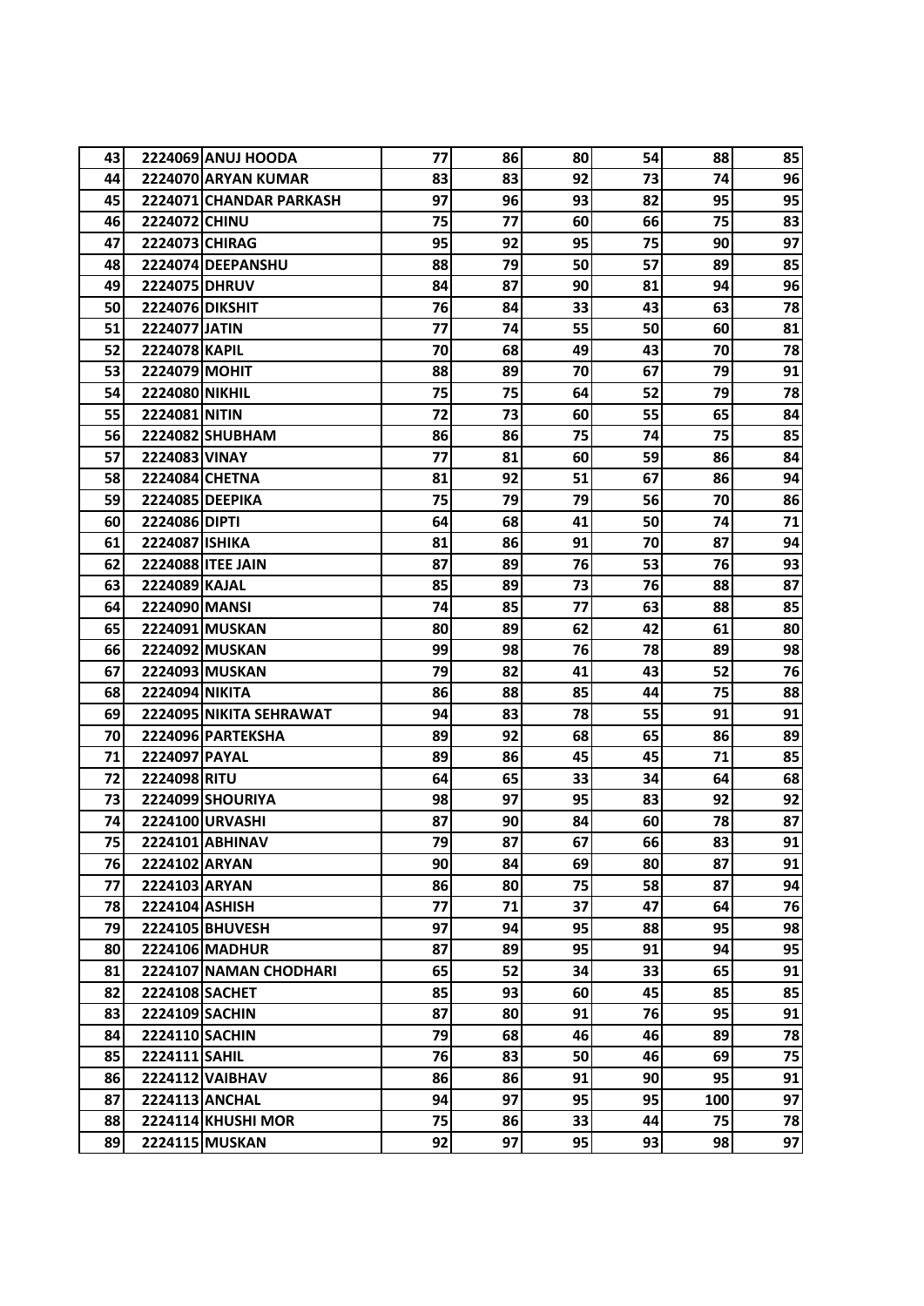| | | | | | | | | |
|---|---|---|---|---|---|---|---|---|
| 43 | 2224069 | ANUJ HOODA | 77 | 86 | 80 | 54 | 88 | 85 |
| 44 | 2224070 | ARYAN KUMAR | 83 | 83 | 92 | 73 | 74 | 96 |
| 45 | 2224071 | CHANDAR PARKASH | 97 | 96 | 93 | 82 | 95 | 95 |
| 46 | 2224072 | CHINU | 75 | 77 | 60 | 66 | 75 | 83 |
| 47 | 2224073 | CHIRAG | 95 | 92 | 95 | 75 | 90 | 97 |
| 48 | 2224074 | DEEPANSHU | 88 | 79 | 50 | 57 | 89 | 85 |
| 49 | 2224075 | DHRUV | 84 | 87 | 90 | 81 | 94 | 96 |
| 50 | 2224076 | DIKSHIT | 76 | 84 | 33 | 43 | 63 | 78 |
| 51 | 2224077 | JATIN | 77 | 74 | 55 | 50 | 60 | 81 |
| 52 | 2224078 | KAPIL | 70 | 68 | 49 | 43 | 70 | 78 |
| 53 | 2224079 | MOHIT | 88 | 89 | 70 | 67 | 79 | 91 |
| 54 | 2224080 | NIKHIL | 75 | 75 | 64 | 52 | 79 | 78 |
| 55 | 2224081 | NITIN | 72 | 73 | 60 | 55 | 65 | 84 |
| 56 | 2224082 | SHUBHAM | 86 | 86 | 75 | 74 | 75 | 85 |
| 57 | 2224083 | VINAY | 77 | 81 | 60 | 59 | 86 | 84 |
| 58 | 2224084 | CHETNA | 81 | 92 | 51 | 67 | 86 | 94 |
| 59 | 2224085 | DEEPIKA | 75 | 79 | 79 | 56 | 70 | 86 |
| 60 | 2224086 | DIPTI | 64 | 68 | 41 | 50 | 74 | 71 |
| 61 | 2224087 | ISHIKA | 81 | 86 | 91 | 70 | 87 | 94 |
| 62 | 2224088 | ITEE JAIN | 87 | 89 | 76 | 53 | 76 | 93 |
| 63 | 2224089 | KAJAL | 85 | 89 | 73 | 76 | 88 | 87 |
| 64 | 2224090 | MANSI | 74 | 85 | 77 | 63 | 88 | 85 |
| 65 | 2224091 | MUSKAN | 80 | 89 | 62 | 42 | 61 | 80 |
| 66 | 2224092 | MUSKAN | 99 | 98 | 76 | 78 | 89 | 98 |
| 67 | 2224093 | MUSKAN | 79 | 82 | 41 | 43 | 52 | 76 |
| 68 | 2224094 | NIKITA | 86 | 88 | 85 | 44 | 75 | 88 |
| 69 | 2224095 | NIKITA SEHRAWAT | 94 | 83 | 78 | 55 | 91 | 91 |
| 70 | 2224096 | PARTEKSHA | 89 | 92 | 68 | 65 | 86 | 89 |
| 71 | 2224097 | PAYAL | 89 | 86 | 45 | 45 | 71 | 85 |
| 72 | 2224098 | RITU | 64 | 65 | 33 | 34 | 64 | 68 |
| 73 | 2224099 | SHOURIYA | 98 | 97 | 95 | 83 | 92 | 92 |
| 74 | 2224100 | URVASHI | 87 | 90 | 84 | 60 | 78 | 87 |
| 75 | 2224101 | ABHINAV | 79 | 87 | 67 | 66 | 83 | 91 |
| 76 | 2224102 | ARYAN | 90 | 84 | 69 | 80 | 87 | 91 |
| 77 | 2224103 | ARYAN | 86 | 80 | 75 | 58 | 87 | 94 |
| 78 | 2224104 | ASHISH | 77 | 71 | 37 | 47 | 64 | 76 |
| 79 | 2224105 | BHUVESH | 97 | 94 | 95 | 88 | 95 | 98 |
| 80 | 2224106 | MADHUR | 87 | 89 | 95 | 91 | 94 | 95 |
| 81 | 2224107 | NAMAN CHODHARI | 65 | 52 | 34 | 33 | 65 | 91 |
| 82 | 2224108 | SACHET | 85 | 93 | 60 | 45 | 85 | 85 |
| 83 | 2224109 | SACHIN | 87 | 80 | 91 | 76 | 95 | 91 |
| 84 | 2224110 | SACHIN | 79 | 68 | 46 | 46 | 89 | 78 |
| 85 | 2224111 | SAHIL | 76 | 83 | 50 | 46 | 69 | 75 |
| 86 | 2224112 | VAIBHAV | 86 | 86 | 91 | 90 | 95 | 91 |
| 87 | 2224113 | ANCHAL | 94 | 97 | 95 | 95 | 100 | 97 |
| 88 | 2224114 | KHUSHI MOR | 75 | 86 | 33 | 44 | 75 | 78 |
| 89 | 2224115 | MUSKAN | 92 | 97 | 95 | 93 | 98 | 97 |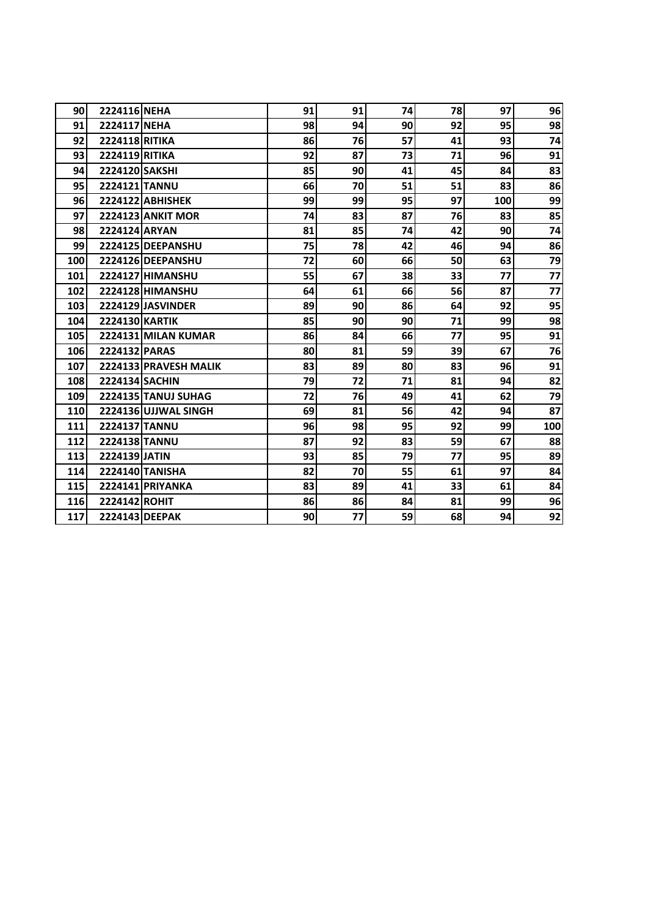| | | | | | | | | |
|---|---|---|---|---|---|---|---|---|
| 90 | 2224116 | NEHA | 91 | 91 | 74 | 78 | 97 | 96 |
| 91 | 2224117 | NEHA | 98 | 94 | 90 | 92 | 95 | 98 |
| 92 | 2224118 | RITIKA | 86 | 76 | 57 | 41 | 93 | 74 |
| 93 | 2224119 | RITIKA | 92 | 87 | 73 | 71 | 96 | 91 |
| 94 | 2224120 | SAKSHI | 85 | 90 | 41 | 45 | 84 | 83 |
| 95 | 2224121 | TANNU | 66 | 70 | 51 | 51 | 83 | 86 |
| 96 | 2224122 | ABHISHEK | 99 | 99 | 95 | 97 | 100 | 99 |
| 97 | 2224123 | ANKIT MOR | 74 | 83 | 87 | 76 | 83 | 85 |
| 98 | 2224124 | ARYAN | 81 | 85 | 74 | 42 | 90 | 74 |
| 99 | 2224125 | DEEPANSHU | 75 | 78 | 42 | 46 | 94 | 86 |
| 100 | 2224126 | DEEPANSHU | 72 | 60 | 66 | 50 | 63 | 79 |
| 101 | 2224127 | HIMANSHU | 55 | 67 | 38 | 33 | 77 | 77 |
| 102 | 2224128 | HIMANSHU | 64 | 61 | 66 | 56 | 87 | 77 |
| 103 | 2224129 | JASVINDER | 89 | 90 | 86 | 64 | 92 | 95 |
| 104 | 2224130 | KARTIK | 85 | 90 | 90 | 71 | 99 | 98 |
| 105 | 2224131 | MILAN KUMAR | 86 | 84 | 66 | 77 | 95 | 91 |
| 106 | 2224132 | PARAS | 80 | 81 | 59 | 39 | 67 | 76 |
| 107 | 2224133 | PRAVESH MALIK | 83 | 89 | 80 | 83 | 96 | 91 |
| 108 | 2224134 | SACHIN | 79 | 72 | 71 | 81 | 94 | 82 |
| 109 | 2224135 | TANUJ SUHAG | 72 | 76 | 49 | 41 | 62 | 79 |
| 110 | 2224136 | UJJWAL SINGH | 69 | 81 | 56 | 42 | 94 | 87 |
| 111 | 2224137 | TANNU | 96 | 98 | 95 | 92 | 99 | 100 |
| 112 | 2224138 | TANNU | 87 | 92 | 83 | 59 | 67 | 88 |
| 113 | 2224139 | JATIN | 93 | 85 | 79 | 77 | 95 | 89 |
| 114 | 2224140 | TANISHA | 82 | 70 | 55 | 61 | 97 | 84 |
| 115 | 2224141 | PRIYANKA | 83 | 89 | 41 | 33 | 61 | 84 |
| 116 | 2224142 | ROHIT | 86 | 86 | 84 | 81 | 99 | 96 |
| 117 | 2224143 | DEEPAK | 90 | 77 | 59 | 68 | 94 | 92 |